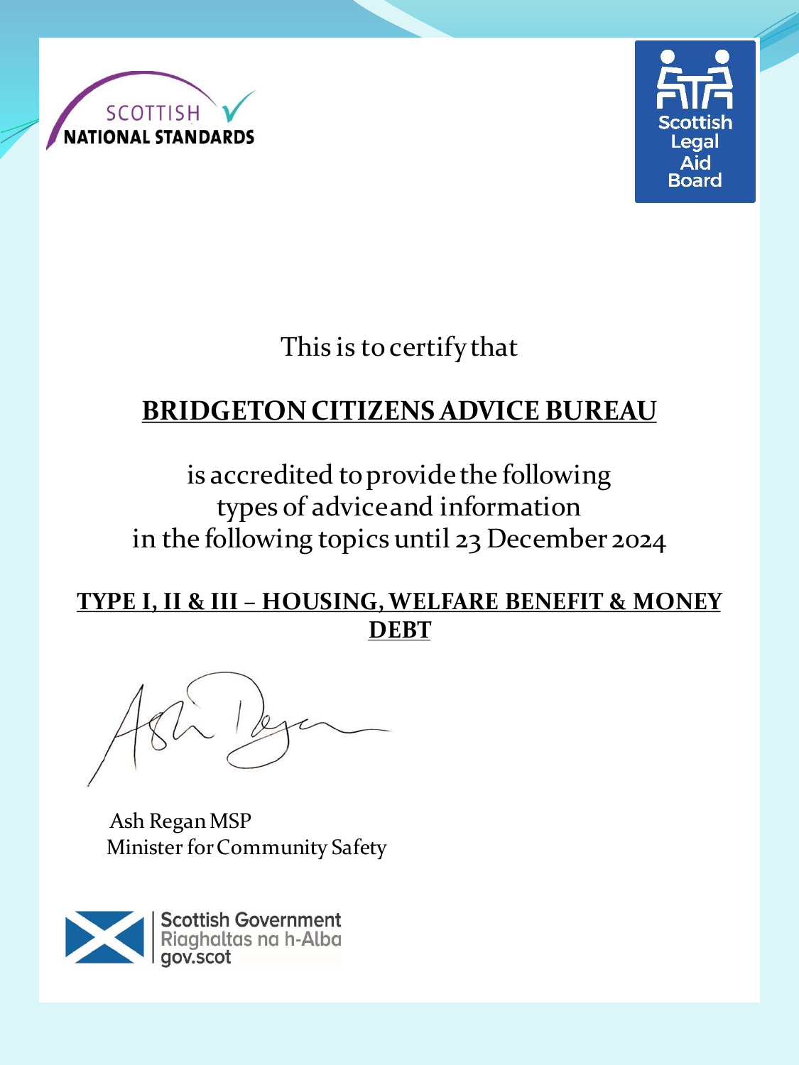SCOTTISH NATIONAL STANDARDS

Scottish Legal Aid Board

This is to certify that

**BRIDGETON CITIZENS ADVICE BUREAU**

is accredited to provide the following
types of advice and information
in the following topics until 23 December 2024

**TYPE I, II & III – HOUSING, WELFARE BENEFIT & MONEY DEBT**

Ash Regan MSP
Minister for Community Safety

Scottish Government
Riaghaltas na h-Alba
gov.scot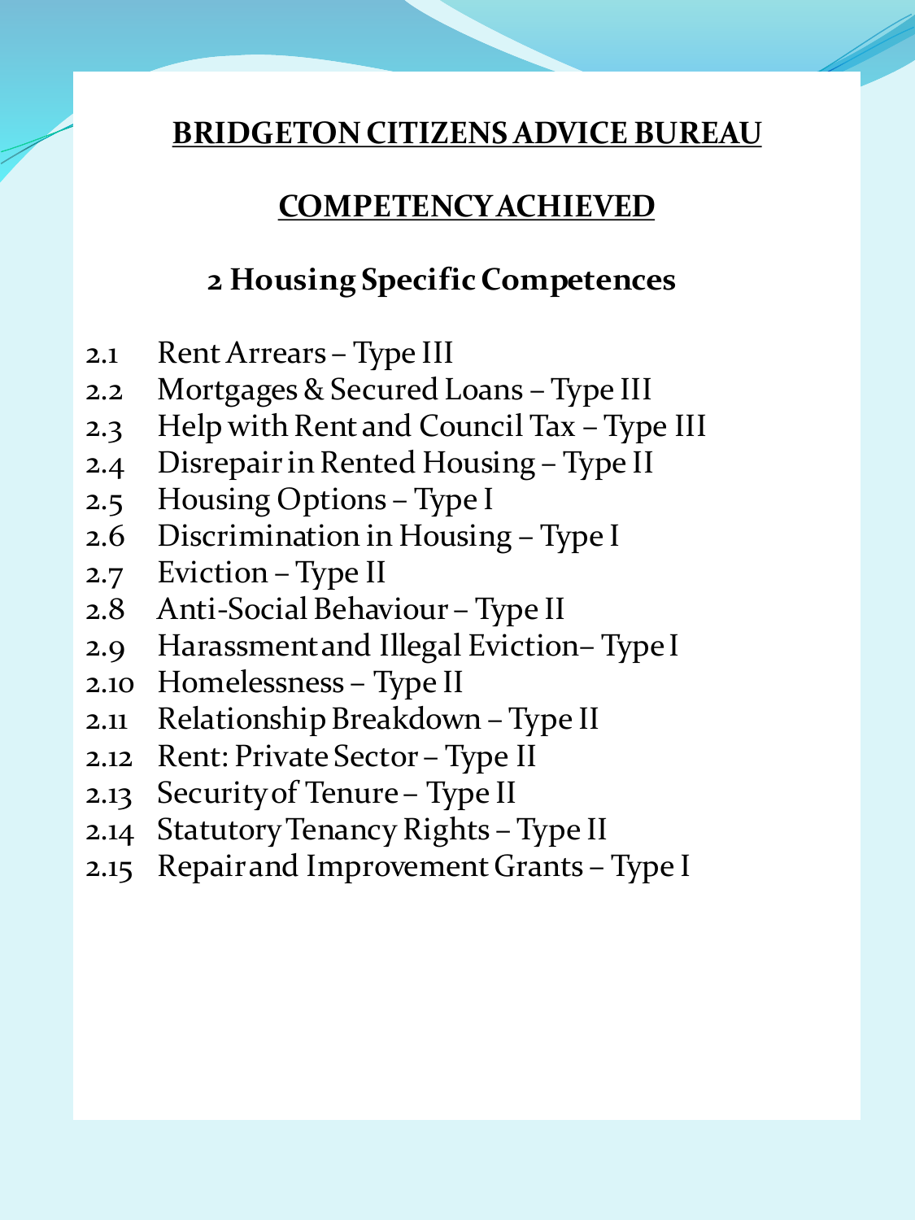## BRIDGETON CITIZENS ADVICE BUREAU

## COMPETENCY ACHIEVED

### 2 Housing Specific Competences

2.1 Rent Arrears – Type III
2.2 Mortgages & Secured Loans – Type III
2.3 Help with Rent and Council Tax – Type III
2.4 Disrepair in Rented Housing – Type II
2.5 Housing Options – Type I
2.6 Discrimination in Housing – Type I
2.7 Eviction – Type II
2.8 Anti-Social Behaviour – Type II
2.9 Harassment and Illegal Eviction– Type I
2.10 Homelessness – Type II
2.11 Relationship Breakdown – Type II
2.12 Rent: Private Sector – Type II
2.13 Security of Tenure – Type II
2.14 Statutory Tenancy Rights – Type II
2.15 Repair and Improvement Grants – Type I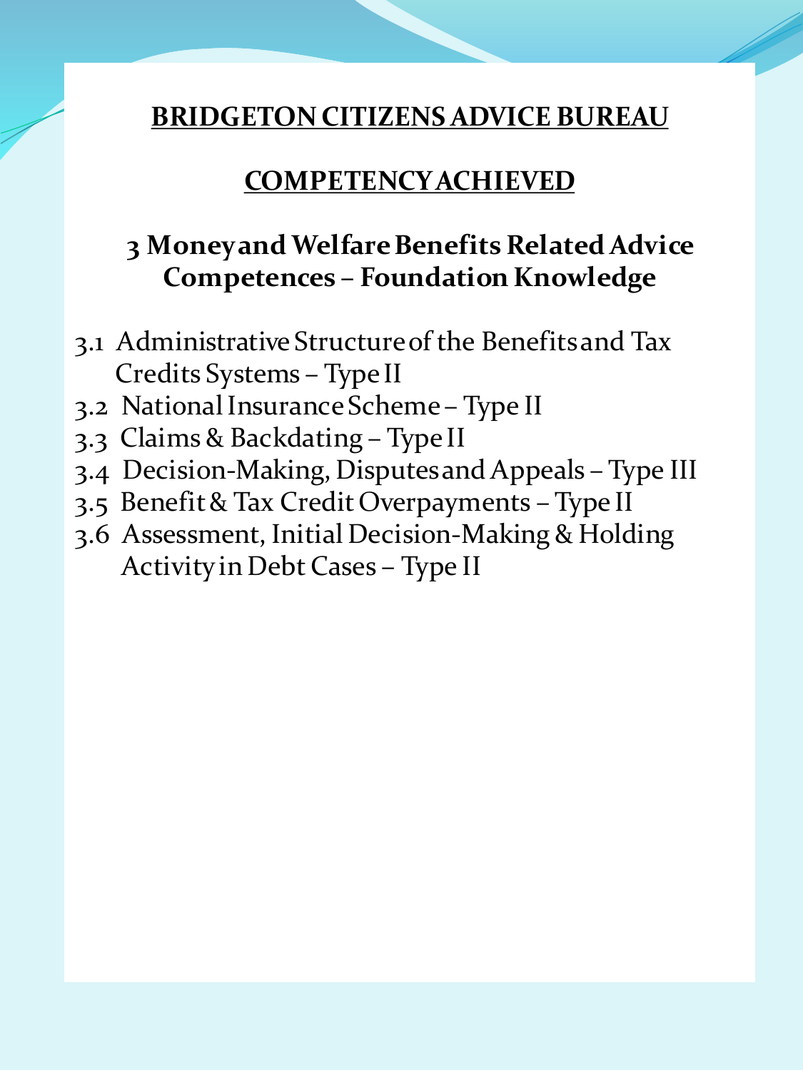# BRIDGETON CITIZENS ADVICE BUREAU

## COMPETENCY ACHIEVED

### 3 Money and Welfare Benefits Related Advice Competences – Foundation Knowledge

- 3.1 Administrative Structure of the Benefits and Tax Credits Systems – Type II
- 3.2 National Insurance Scheme – Type II
- 3.3 Claims & Backdating – Type II
- 3.4 Decision-Making, Disputes and Appeals – Type III
- 3.5 Benefit & Tax Credit Overpayments – Type II
- 3.6 Assessment, Initial Decision-Making & Holding Activity in Debt Cases – Type II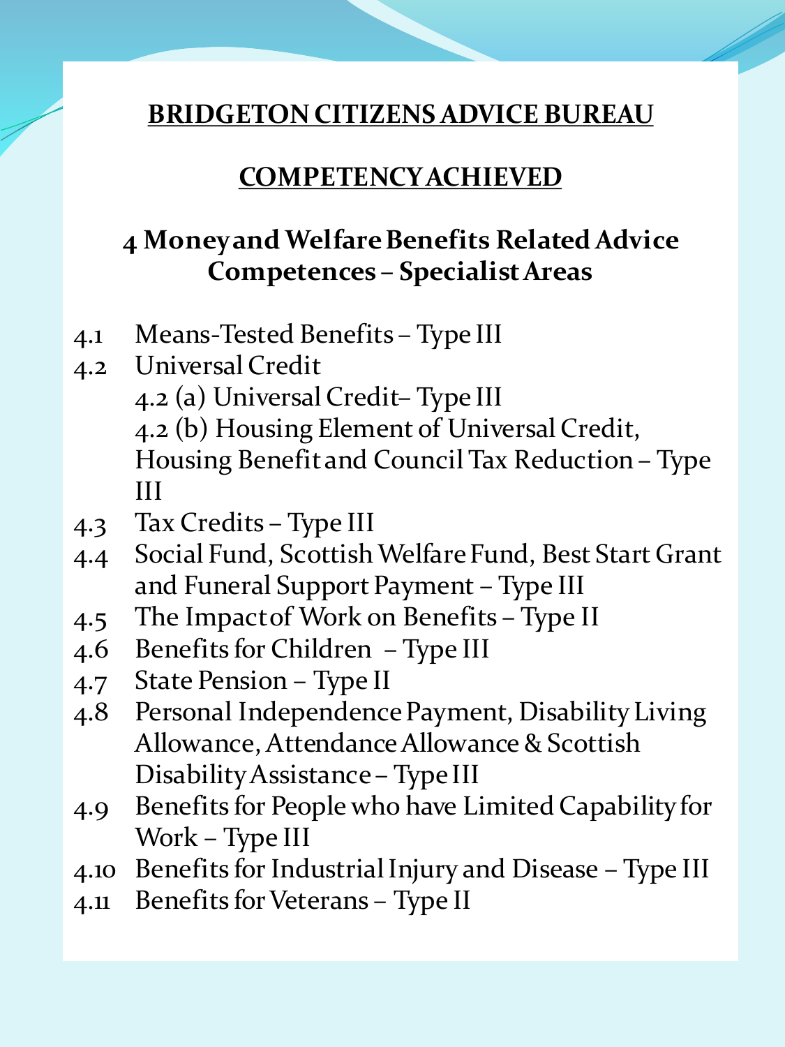# BRIDGETON CITIZENS ADVICE BUREAU

## COMPETENCY ACHIEVED

### 4 Money and Welfare Benefits Related Advice Competences – Specialist Areas

- 4.1 Means-Tested Benefits – Type III
- 4.2 Universal Credit
  - 4.2 (a) Universal Credit– Type III
  - 4.2 (b) Housing Element of Universal Credit, Housing Benefit and Council Tax Reduction – Type III
- 4.3 Tax Credits – Type III
- 4.4 Social Fund, Scottish Welfare Fund, Best Start Grant and Funeral Support Payment – Type III
- 4.5 The Impact of Work on Benefits – Type II
- 4.6 Benefits for Children – Type III
- 4.7 State Pension – Type II
- 4.8 Personal Independence Payment, Disability Living Allowance, Attendance Allowance & Scottish Disability Assistance – Type III
- 4.9 Benefits for People who have Limited Capability for Work – Type III
- 4.10 Benefits for Industrial Injury and Disease – Type III
- 4.11 Benefits for Veterans – Type II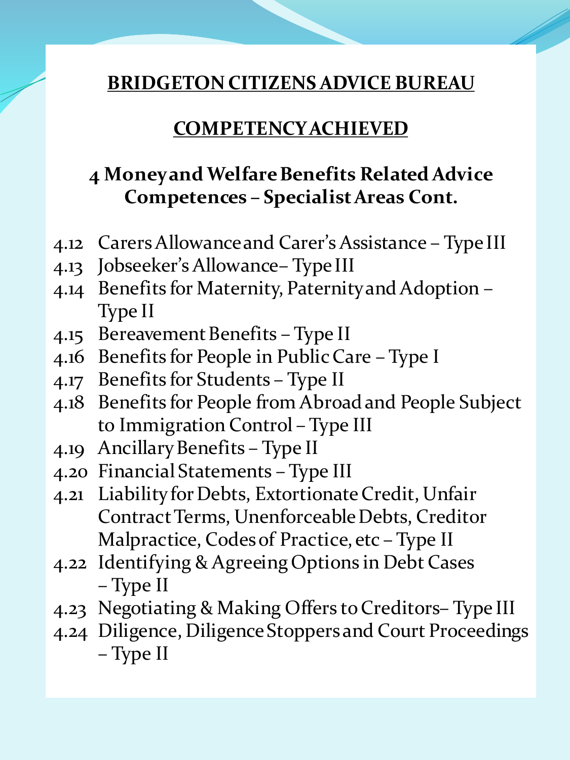## BRIDGETON CITIZENS ADVICE BUREAU

## COMPETENCY ACHIEVED

### 4 Money and Welfare Benefits Related Advice Competences – Specialist Areas Cont.

- 4.12 Carers Allowance and Carer's Assistance – Type III
- 4.13 Jobseeker's Allowance– Type III
- 4.14 Benefits for Maternity, Paternity and Adoption – Type II
- 4.15 Bereavement Benefits – Type II
- 4.16 Benefits for People in Public Care – Type I
- 4.17 Benefits for Students – Type II
- 4.18 Benefits for People from Abroad and People Subject to Immigration Control – Type III
- 4.19 Ancillary Benefits – Type II
- 4.20 Financial Statements – Type III
- 4.21 Liability for Debts, Extortionate Credit, Unfair Contract Terms, Unenforceable Debts, Creditor Malpractice, Codes of Practice, etc – Type II
- 4.22 Identifying & Agreeing Options in Debt Cases – Type II
- 4.23 Negotiating & Making Offers to Creditors– Type III
- 4.24 Diligence, Diligence Stoppers and Court Proceedings – Type II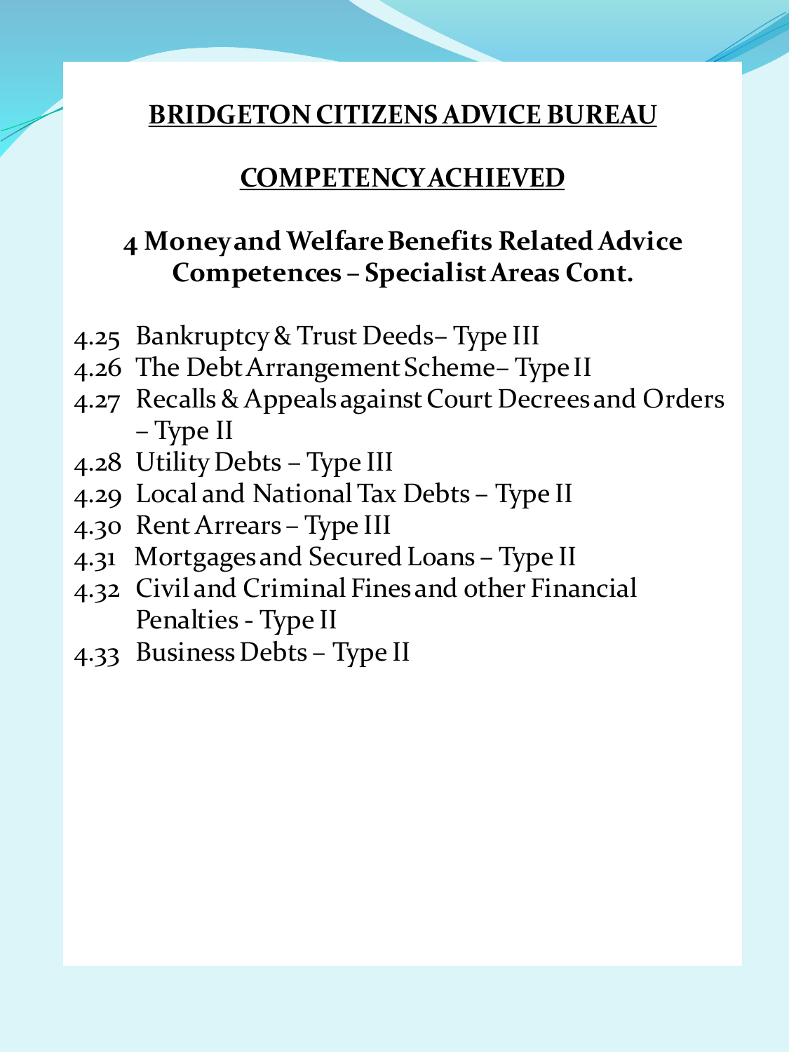# BRIDGETON CITIZENS ADVICE BUREAU

## COMPETENCY ACHIEVED

### 4 Money and Welfare Benefits Related Advice Competences – Specialist Areas Cont.

- 4.25 Bankruptcy & Trust Deeds– Type III
- 4.26 The Debt Arrangement Scheme– Type II
- 4.27 Recalls & Appeals against Court Decrees and Orders – Type II
- 4.28 Utility Debts – Type III
- 4.29 Local and National Tax Debts – Type II
- 4.30 Rent Arrears – Type III
- 4.31 Mortgages and Secured Loans – Type II
- 4.32 Civil and Criminal Fines and other Financial Penalties - Type II
- 4.33 Business Debts – Type II